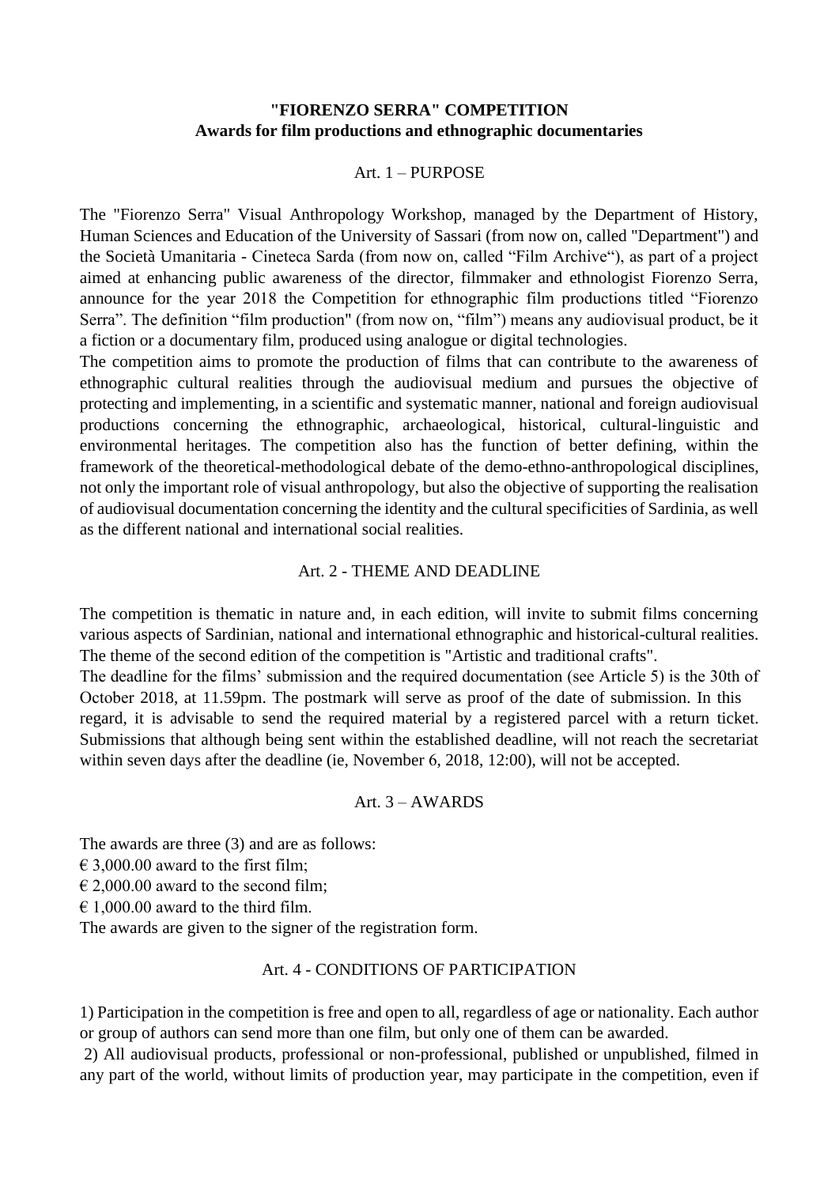# "FIORENZO SERRA" COMPETITION
## Awards for film productions and ethnographic documentaries

### Art. 1 – PURPOSE

The "Fiorenzo Serra" Visual Anthropology Workshop, managed by the Department of History, Human Sciences and Education of the University of Sassari (from now on, called "Department") and the Società Umanitaria - Cineteca Sarda (from now on, called "Film Archive"), as part of a project aimed at enhancing public awareness of the director, filmmaker and ethnologist Fiorenzo Serra, announce for the year 2018 the Competition for ethnographic film productions titled "Fiorenzo Serra". The definition "film production" (from now on, "film") means any audiovisual product, be it a fiction or a documentary film, produced using analogue or digital technologies.

The competition aims to promote the production of films that can contribute to the awareness of ethnographic cultural realities through the audiovisual medium and pursues the objective of protecting and implementing, in a scientific and systematic manner, national and foreign audiovisual productions concerning the ethnographic, archaeological, historical, cultural-linguistic and environmental heritages. The competition also has the function of better defining, within the framework of the theoretical-methodological debate of the demo-ethno-anthropological disciplines, not only the important role of visual anthropology, but also the objective of supporting the realisation of audiovisual documentation concerning the identity and the cultural specificities of Sardinia, as well as the different national and international social realities.

### Art. 2 - THEME AND DEADLINE

The competition is thematic in nature and, in each edition, will invite to submit films concerning various aspects of Sardinian, national and international ethnographic and historical-cultural realities. The theme of the second edition of the competition is "Artistic and traditional crafts".

The deadline for the films' submission and the required documentation (see Article 5) is the 30th of October 2018, at 11.59pm. The postmark will serve as proof of the date of submission. In this regard, it is advisable to send the required material by a registered parcel with a return ticket. Submissions that although being sent within the established deadline, will not reach the secretariat within seven days after the deadline (ie, November 6, 2018, 12:00), will not be accepted.

### Art. 3 – AWARDS

The awards are three (3) and are as follows:

€ 3,000.00 award to the first film;
€ 2,000.00 award to the second film;
€ 1,000.00 award to the third film.

The awards are given to the signer of the registration form.

### Art. 4 - CONDITIONS OF PARTICIPATION

1) Participation in the competition is free and open to all, regardless of age or nationality. Each author or group of authors can send more than one film, but only one of them can be awarded.

2) All audiovisual products, professional or non-professional, published or unpublished, filmed in any part of the world, without limits of production year, may participate in the competition, even if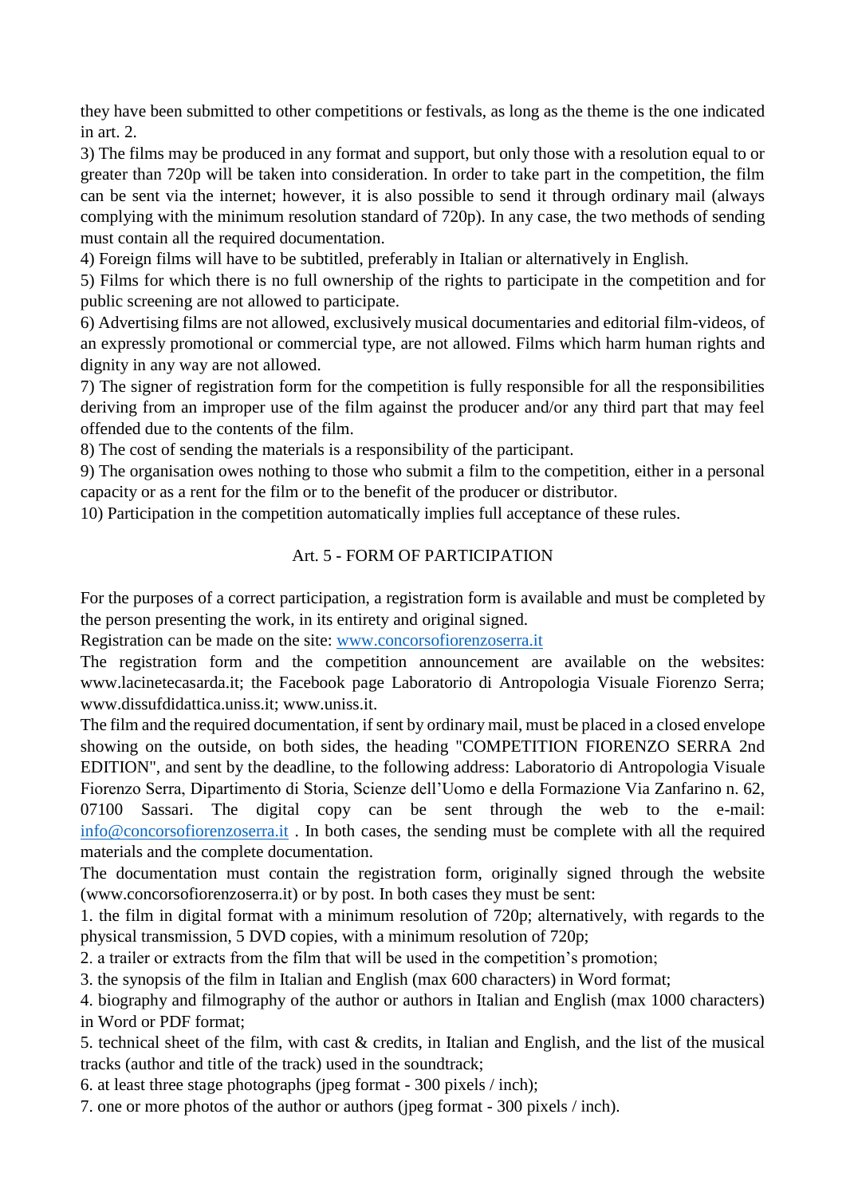they have been submitted to other competitions or festivals, as long as the theme is the one indicated in art. 2.

3) The films may be produced in any format and support, but only those with a resolution equal to or greater than 720p will be taken into consideration. In order to take part in the competition, the film can be sent via the internet; however, it is also possible to send it through ordinary mail (always complying with the minimum resolution standard of 720p). In any case, the two methods of sending must contain all the required documentation.

4) Foreign films will have to be subtitled, preferably in Italian or alternatively in English.

5) Films for which there is no full ownership of the rights to participate in the competition and for public screening are not allowed to participate.

6) Advertising films are not allowed, exclusively musical documentaries and editorial film-videos, of an expressly promotional or commercial type, are not allowed. Films which harm human rights and dignity in any way are not allowed.

7) The signer of registration form for the competition is fully responsible for all the responsibilities deriving from an improper use of the film against the producer and/or any third part that may feel offended due to the contents of the film.

8) The cost of sending the materials is a responsibility of the participant.

9) The organisation owes nothing to those who submit a film to the competition, either in a personal capacity or as a rent for the film or to the benefit of the producer or distributor.

10) Participation in the competition automatically implies full acceptance of these rules.

## Art. 5 - FORM OF PARTICIPATION

For the purposes of a correct participation, a registration form is available and must be completed by the person presenting the work, in its entirety and original signed.

Registration can be made on the site: [www.concorsofiorenzoserra.it](http://www.concorsofiorenzoserra.it)

The registration form and the competition announcement are available on the websites: www.lacinetecasarda.it; the Facebook page Laboratorio di Antropologia Visuale Fiorenzo Serra; www.dissufdidattica.uniss.it; www.uniss.it.

The film and the required documentation, if sent by ordinary mail, must be placed in a closed envelope showing on the outside, on both sides, the heading "COMPETITION FIORENZO SERRA 2nd EDITION", and sent by the deadline, to the following address: Laboratorio di Antropologia Visuale Fiorenzo Serra, Dipartimento di Storia, Scienze dell'Uomo e della Formazione Via Zanfarino n. 62, 07100 Sassari. The digital copy can be sent through the web to the e-mail: [info@concorsofiorenzoserra.it](mailto:info@concorsofiorenzoserra.it) . In both cases, the sending must be complete with all the required materials and the complete documentation.

The documentation must contain the registration form, originally signed through the website (www.concorsofiorenzoserra.it) or by post. In both cases they must be sent:

1. the film in digital format with a minimum resolution of 720p; alternatively, with regards to the physical transmission, 5 DVD copies, with a minimum resolution of 720p;
2. a trailer or extracts from the film that will be used in the competition's promotion;
3. the synopsis of the film in Italian and English (max 600 characters) in Word format;
4. biography and filmography of the author or authors in Italian and English (max 1000 characters) in Word or PDF format;
5. technical sheet of the film, with cast & credits, in Italian and English, and the list of the musical tracks (author and title of the track) used in the soundtrack;
6. at least three stage photographs (jpeg format - 300 pixels / inch);
7. one or more photos of the author or authors (jpeg format - 300 pixels / inch).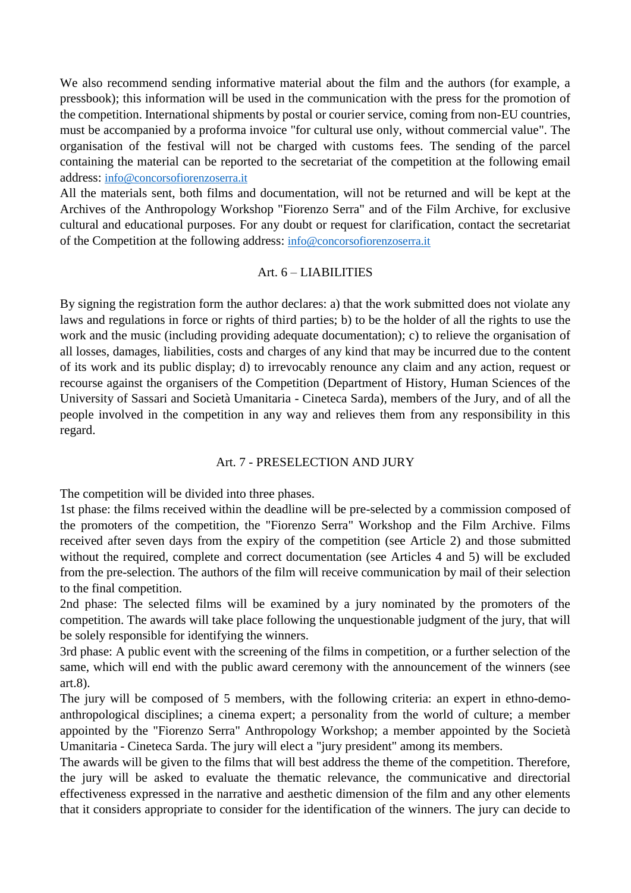We also recommend sending informative material about the film and the authors (for example, a pressbook); this information will be used in the communication with the press for the promotion of the competition. International shipments by postal or courier service, coming from non-EU countries, must be accompanied by a proforma invoice "for cultural use only, without commercial value". The organisation of the festival will not be charged with customs fees. The sending of the parcel containing the material can be reported to the secretariat of the competition at the following email address: info@concorsofiorenzoserra.it

All the materials sent, both films and documentation, will not be returned and will be kept at the Archives of the Anthropology Workshop "Fiorenzo Serra" and of the Film Archive, for exclusive cultural and educational purposes. For any doubt or request for clarification, contact the secretariat of the Competition at the following address: info@concorsofiorenzoserra.it

## Art. 6 – LIABILITIES

By signing the registration form the author declares: a) that the work submitted does not violate any laws and regulations in force or rights of third parties; b) to be the holder of all the rights to use the work and the music (including providing adequate documentation); c) to relieve the organisation of all losses, damages, liabilities, costs and charges of any kind that may be incurred due to the content of its work and its public display; d) to irrevocably renounce any claim and any action, request or recourse against the organisers of the Competition (Department of History, Human Sciences of the University of Sassari and Società Umanitaria - Cineteca Sarda), members of the Jury, and of all the people involved in the competition in any way and relieves them from any responsibility in this regard.

## Art. 7 - PRESELECTION AND JURY

The competition will be divided into three phases.

1st phase: the films received within the deadline will be pre-selected by a commission composed of the promoters of the competition, the "Fiorenzo Serra" Workshop and the Film Archive. Films received after seven days from the expiry of the competition (see Article 2) and those submitted without the required, complete and correct documentation (see Articles 4 and 5) will be excluded from the pre-selection. The authors of the film will receive communication by mail of their selection to the final competition.

2nd phase: The selected films will be examined by a jury nominated by the promoters of the competition. The awards will take place following the unquestionable judgment of the jury, that will be solely responsible for identifying the winners.

3rd phase: A public event with the screening of the films in competition, or a further selection of the same, which will end with the public award ceremony with the announcement of the winners (see art.8).

The jury will be composed of 5 members, with the following criteria: an expert in ethno-demo-anthropological disciplines; a cinema expert; a personality from the world of culture; a member appointed by the "Fiorenzo Serra" Anthropology Workshop; a member appointed by the Società Umanitaria - Cineteca Sarda. The jury will elect a "jury president" among its members.

The awards will be given to the films that will best address the theme of the competition. Therefore, the jury will be asked to evaluate the thematic relevance, the communicative and directorial effectiveness expressed in the narrative and aesthetic dimension of the film and any other elements that it considers appropriate to consider for the identification of the winners. The jury can decide to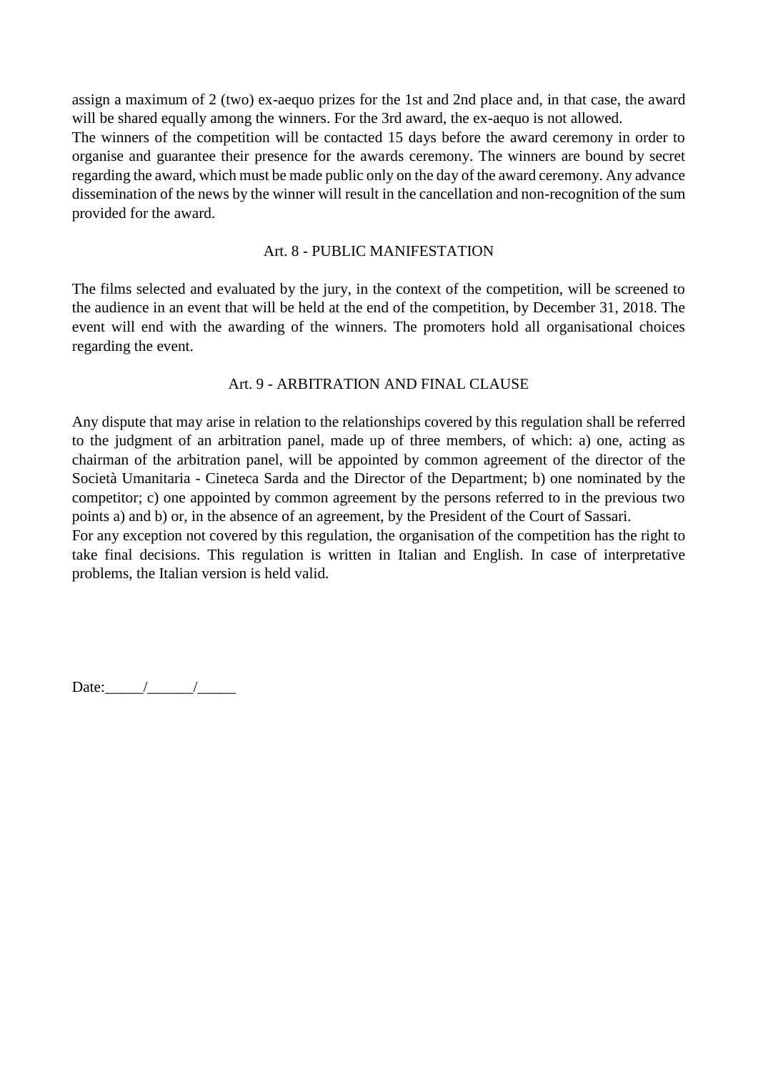assign a maximum of 2 (two) ex-aequo prizes for the 1st and 2nd place and, in that case, the award will be shared equally among the winners. For the 3rd award, the ex-aequo is not allowed.

The winners of the competition will be contacted 15 days before the award ceremony in order to organise and guarantee their presence for the awards ceremony. The winners are bound by secret regarding the award, which must be made public only on the day of the award ceremony. Any advance dissemination of the news by the winner will result in the cancellation and non-recognition of the sum provided for the award.

## Art. 8 - PUBLIC MANIFESTATION

The films selected and evaluated by the jury, in the context of the competition, will be screened to the audience in an event that will be held at the end of the competition, by December 31, 2018. The event will end with the awarding of the winners. The promoters hold all organisational choices regarding the event.

## Art. 9 - ARBITRATION AND FINAL CLAUSE

Any dispute that may arise in relation to the relationships covered by this regulation shall be referred to the judgment of an arbitration panel, made up of three members, of which: a) one, acting as chairman of the arbitration panel, will be appointed by common agreement of the director of the Società Umanitaria - Cineteca Sarda and the Director of the Department; b) one nominated by the competitor; c) one appointed by common agreement by the persons referred to in the previous two points a) and b) or, in the absence of an agreement, by the President of the Court of Sassari.

For any exception not covered by this regulation, the organisation of the competition has the right to take final decisions. This regulation is written in Italian and English. In case of interpretative problems, the Italian version is held valid.

Date:_____/______/_____